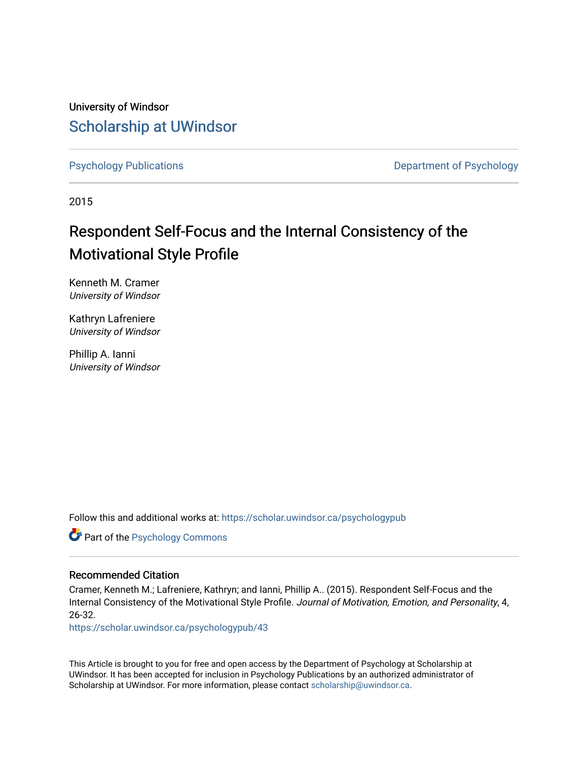University of Windsor

# Scholarship at UWindsor

Psychology Publications

Department of Psychology

2015

## Respondent Self-Focus and the Internal Consistency of the Motivational Style Profile

Kenneth M. Cramer
*University of Windsor*

Kathryn Lafreniere
*University of Windsor*

Phillip A. Ianni
*University of Windsor*

Follow this and additional works at: https://scholar.uwindsor.ca/psychologypub

Part of the Psychology Commons

### Recommended Citation

Cramer, Kenneth M.; Lafreniere, Kathryn; and Ianni, Phillip A.. (2015). Respondent Self-Focus and the Internal Consistency of the Motivational Style Profile. *Journal of Motivation, Emotion, and Personality*, 4, 26-32.

https://scholar.uwindsor.ca/psychologypub/43

This Article is brought to you for free and open access by the Department of Psychology at Scholarship at UWindsor. It has been accepted for inclusion in Psychology Publications by an authorized administrator of Scholarship at UWindsor. For more information, please contact scholarship@uwindsor.ca.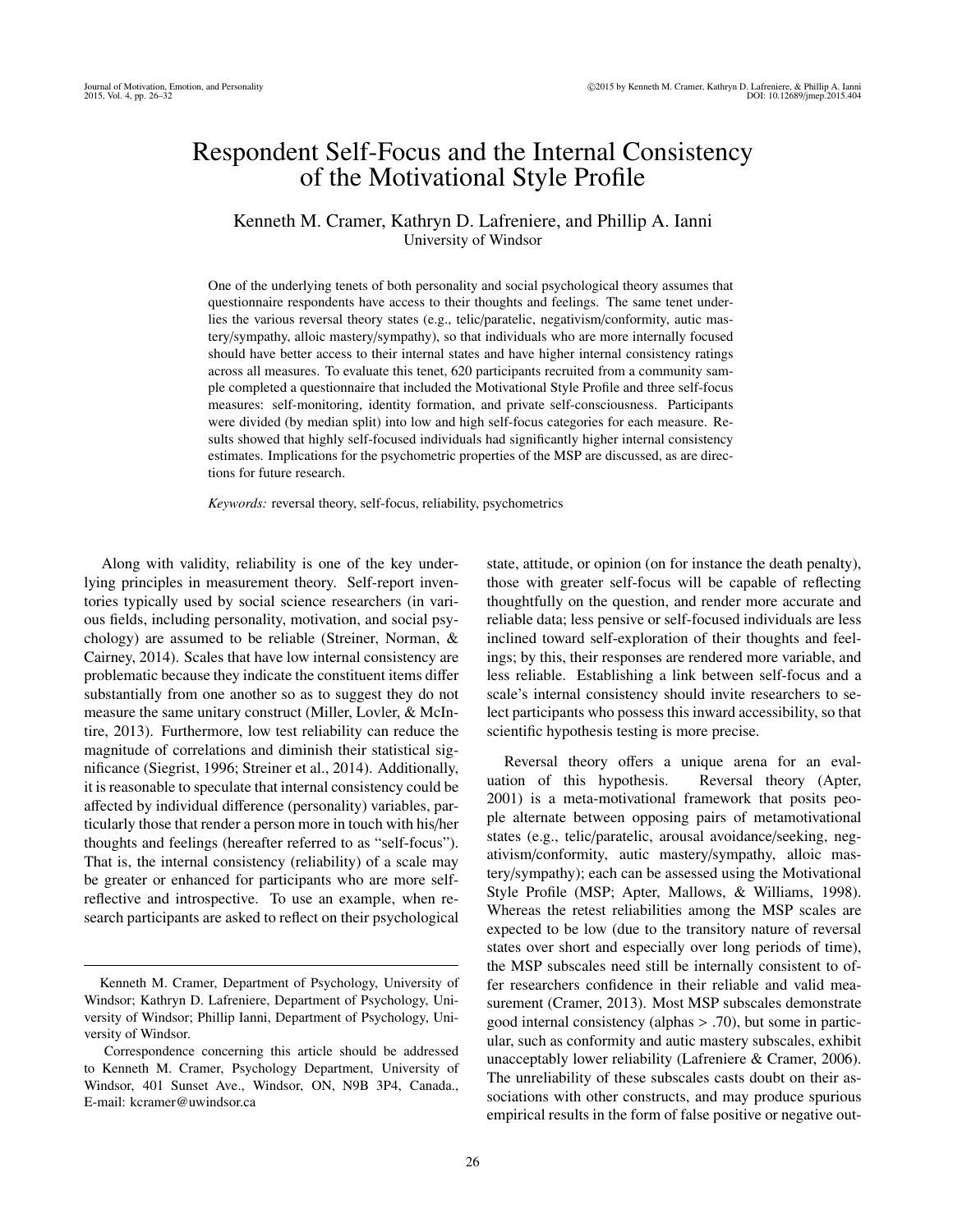# Respondent Self-Focus and the Internal Consistency of the Motivational Style Profile

Kenneth M. Cramer, Kathryn D. Lafreniere, and Phillip A. Ianni
University of Windsor

One of the underlying tenets of both personality and social psychological theory assumes that questionnaire respondents have access to their thoughts and feelings. The same tenet underlies the various reversal theory states (e.g., telic/paratelic, negativism/conformity, autic mastery/sympathy, alloic mastery/sympathy), so that individuals who are more internally focused should have better access to their internal states and have higher internal consistency ratings across all measures. To evaluate this tenet, 620 participants recruited from a community sample completed a questionnaire that included the Motivational Style Profile and three self-focus measures: self-monitoring, identity formation, and private self-consciousness. Participants were divided (by median split) into low and high self-focus categories for each measure. Results showed that highly self-focused individuals had significantly higher internal consistency estimates. Implications for the psychometric properties of the MSP are discussed, as are directions for future research.

*Keywords:* reversal theory, self-focus, reliability, psychometrics

Along with validity, reliability is one of the key underlying principles in measurement theory. Self-report inventories typically used by social science researchers (in various fields, including personality, motivation, and social psychology) are assumed to be reliable (Streiner, Norman, & Cairney, 2014). Scales that have low internal consistency are problematic because they indicate the constituent items differ substantially from one another so as to suggest they do not measure the same unitary construct (Miller, Lovler, & McIntire, 2013). Furthermore, low test reliability can reduce the magnitude of correlations and diminish their statistical significance (Siegrist, 1996; Streiner et al., 2014). Additionally, it is reasonable to speculate that internal consistency could be affected by individual difference (personality) variables, particularly those that render a person more in touch with his/her thoughts and feelings (hereafter referred to as "self-focus"). That is, the internal consistency (reliability) of a scale may be greater or enhanced for participants who are more self-reflective and introspective. To use an example, when research participants are asked to reflect on their psychological state, attitude, or opinion (on for instance the death penalty), those with greater self-focus will be capable of reflecting thoughtfully on the question, and render more accurate and reliable data; less pensive or self-focused individuals are less inclined toward self-exploration of their thoughts and feelings; by this, their responses are rendered more variable, and less reliable. Establishing a link between self-focus and a scale's internal consistency should invite researchers to select participants who possess this inward accessibility, so that scientific hypothesis testing is more precise.

Reversal theory offers a unique arena for an evaluation of this hypothesis. Reversal theory (Apter, 2001) is a meta-motivational framework that posits people alternate between opposing pairs of metamotivational states (e.g., telic/paratelic, arousal avoidance/seeking, negativism/conformity, autic mastery/sympathy, alloic mastery/sympathy); each can be assessed using the Motivational Style Profile (MSP; Apter, Mallows, & Williams, 1998). Whereas the retest reliabilities among the MSP scales are expected to be low (due to the transitory nature of reversal states over short and especially over long periods of time), the MSP subscales need still be internally consistent to offer researchers confidence in their reliable and valid measurement (Cramer, 2013). Most MSP subscales demonstrate good internal consistency (alphas > .70), but some in particular, such as conformity and autic mastery subscales, exhibit unacceptably lower reliability (Lafreniere & Cramer, 2006). The unreliability of these subscales casts doubt on their associations with other constructs, and may produce spurious empirical results in the form of false positive or negative out-

Kenneth M. Cramer, Department of Psychology, University of Windsor; Kathryn D. Lafreniere, Department of Psychology, University of Windsor; Phillip Ianni, Department of Psychology, University of Windsor.

Correspondence concerning this article should be addressed to Kenneth M. Cramer, Psychology Department, University of Windsor, 401 Sunset Ave., Windsor, ON, N9B 3P4, Canada., E-mail: kcramer@uwindsor.ca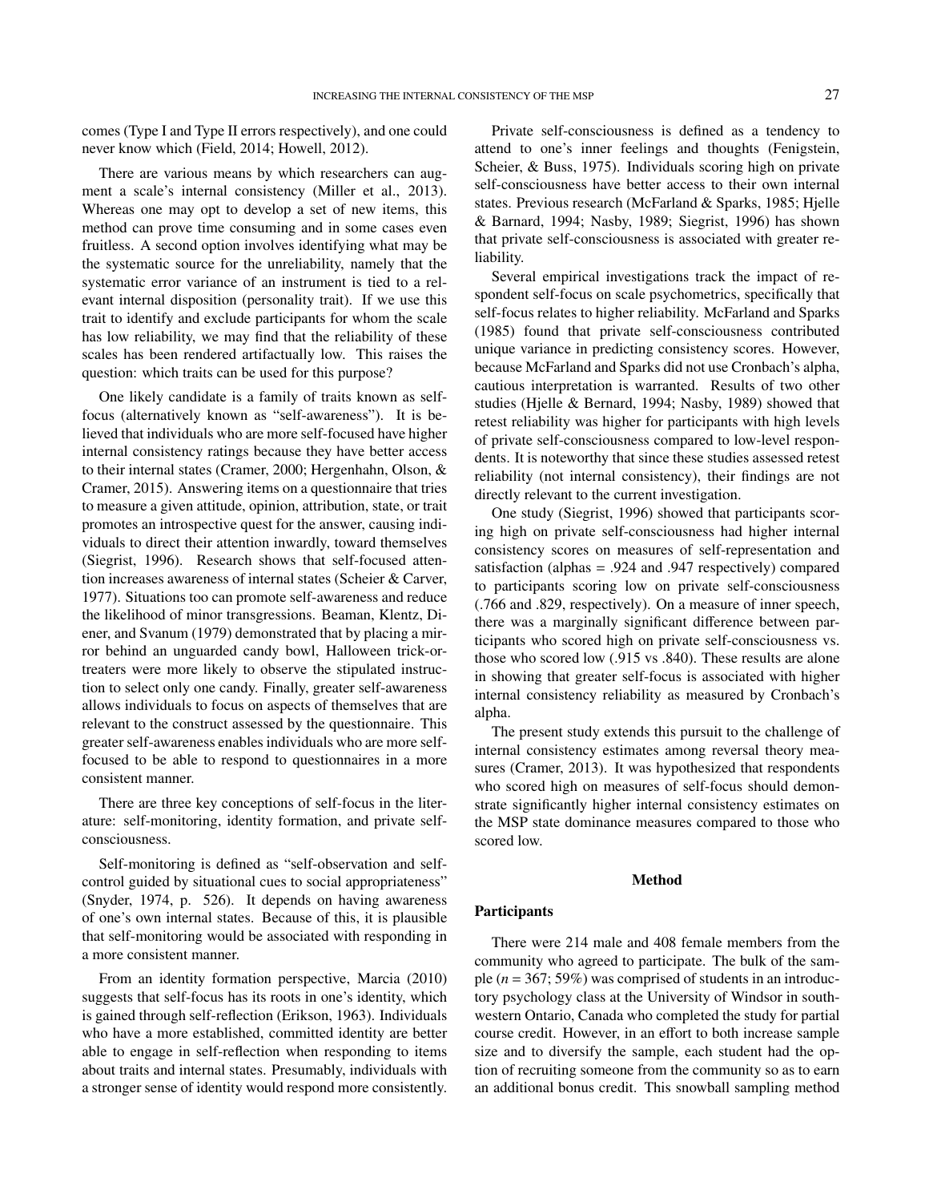comes (Type I and Type II errors respectively), and one could never know which (Field, 2014; Howell, 2012).

There are various means by which researchers can augment a scale's internal consistency (Miller et al., 2013). Whereas one may opt to develop a set of new items, this method can prove time consuming and in some cases even fruitless. A second option involves identifying what may be the systematic source for the unreliability, namely that the systematic error variance of an instrument is tied to a relevant internal disposition (personality trait). If we use this trait to identify and exclude participants for whom the scale has low reliability, we may find that the reliability of these scales has been rendered artifactually low. This raises the question: which traits can be used for this purpose?

One likely candidate is a family of traits known as self-focus (alternatively known as "self-awareness"). It is believed that individuals who are more self-focused have higher internal consistency ratings because they have better access to their internal states (Cramer, 2000; Hergenhahn, Olson, & Cramer, 2015). Answering items on a questionnaire that tries to measure a given attitude, opinion, attribution, state, or trait promotes an introspective quest for the answer, causing individuals to direct their attention inwardly, toward themselves (Siegrist, 1996). Research shows that self-focused attention increases awareness of internal states (Scheier & Carver, 1977). Situations too can promote self-awareness and reduce the likelihood of minor transgressions. Beaman, Klentz, Diener, and Svanum (1979) demonstrated that by placing a mirror behind an unguarded candy bowl, Halloween trick-or-treaters were more likely to observe the stipulated instruction to select only one candy. Finally, greater self-awareness allows individuals to focus on aspects of themselves that are relevant to the construct assessed by the questionnaire. This greater self-awareness enables individuals who are more self-focused to be able to respond to questionnaires in a more consistent manner.

There are three key conceptions of self-focus in the literature: self-monitoring, identity formation, and private self-consciousness.

Self-monitoring is defined as "self-observation and self-control guided by situational cues to social appropriateness" (Snyder, 1974, p. 526). It depends on having awareness of one's own internal states. Because of this, it is plausible that self-monitoring would be associated with responding in a more consistent manner.

From an identity formation perspective, Marcia (2010) suggests that self-focus has its roots in one's identity, which is gained through self-reflection (Erikson, 1963). Individuals who have a more established, committed identity are better able to engage in self-reflection when responding to items about traits and internal states. Presumably, individuals with a stronger sense of identity would respond more consistently.

Private self-consciousness is defined as a tendency to attend to one's inner feelings and thoughts (Fenigstein, Scheier, & Buss, 1975). Individuals scoring high on private self-consciousness have better access to their own internal states. Previous research (McFarland & Sparks, 1985; Hjelle & Barnard, 1994; Nasby, 1989; Siegrist, 1996) has shown that private self-consciousness is associated with greater reliability.

Several empirical investigations track the impact of respondent self-focus on scale psychometrics, specifically that self-focus relates to higher reliability. McFarland and Sparks (1985) found that private self-consciousness contributed unique variance in predicting consistency scores. However, because McFarland and Sparks did not use Cronbach's alpha, cautious interpretation is warranted. Results of two other studies (Hjelle & Bernard, 1994; Nasby, 1989) showed that retest reliability was higher for participants with high levels of private self-consciousness compared to low-level respondents. It is noteworthy that since these studies assessed retest reliability (not internal consistency), their findings are not directly relevant to the current investigation.

One study (Siegrist, 1996) showed that participants scoring high on private self-consciousness had higher internal consistency scores on measures of self-representation and satisfaction (alphas = .924 and .947 respectively) compared to participants scoring low on private self-consciousness (.766 and .829, respectively). On a measure of inner speech, there was a marginally significant difference between participants who scored high on private self-consciousness vs. those who scored low (.915 vs .840). These results are alone in showing that greater self-focus is associated with higher internal consistency reliability as measured by Cronbach's alpha.

The present study extends this pursuit to the challenge of internal consistency estimates among reversal theory measures (Cramer, 2013). It was hypothesized that respondents who scored high on measures of self-focus should demonstrate significantly higher internal consistency estimates on the MSP state dominance measures compared to those who scored low.

## Method

### Participants

There were 214 male and 408 female members from the community who agreed to participate. The bulk of the sample ($n = 367$; 59%) was comprised of students in an introductory psychology class at the University of Windsor in southwestern Ontario, Canada who completed the study for partial course credit. However, in an effort to both increase sample size and to diversify the sample, each student had the option of recruiting someone from the community so as to earn an additional bonus credit. This snowball sampling method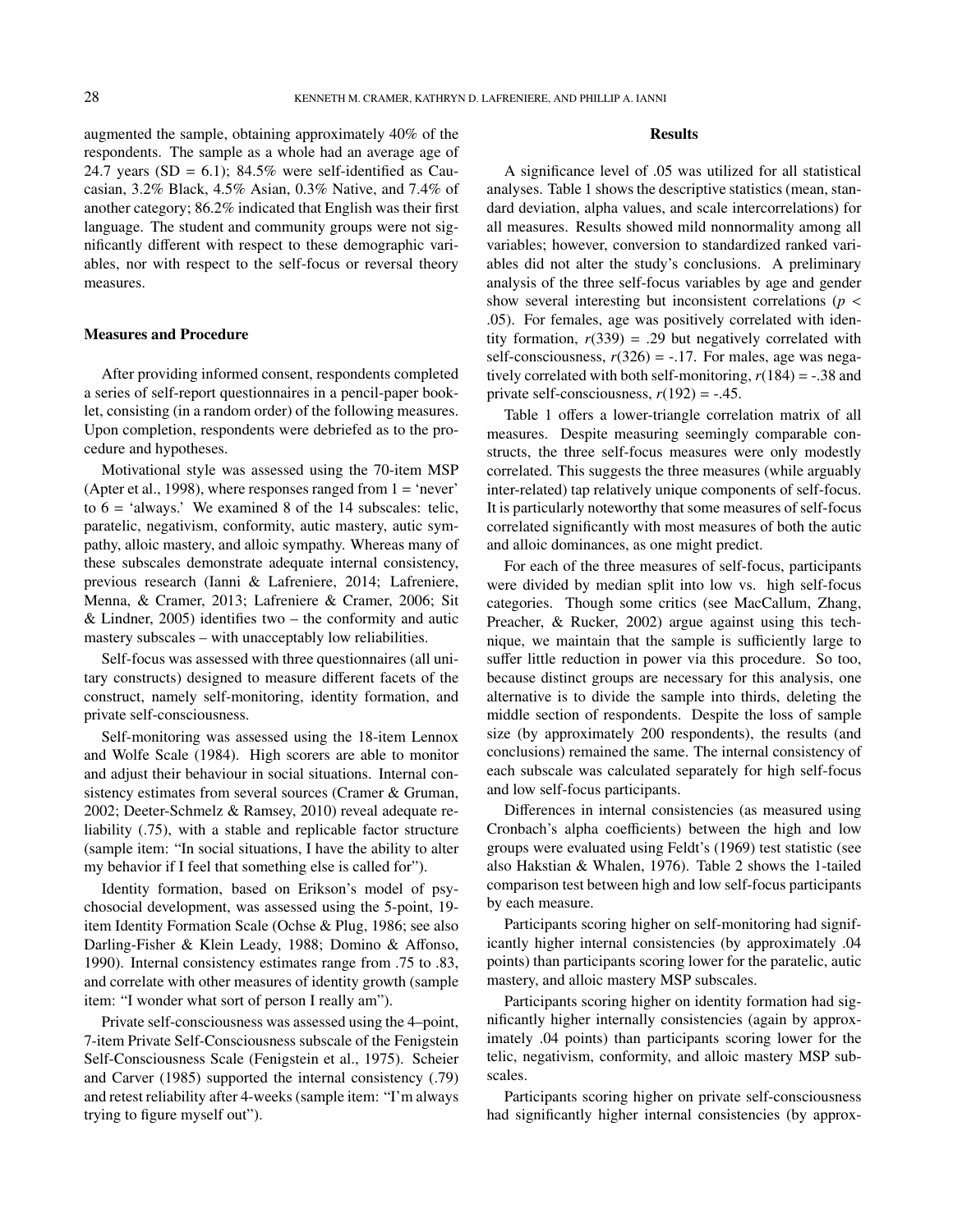augmented the sample, obtaining approximately 40% of the respondents. The sample as a whole had an average age of 24.7 years (SD = 6.1); 84.5% were self-identified as Caucasian, 3.2% Black, 4.5% Asian, 0.3% Native, and 7.4% of another category; 86.2% indicated that English was their first language. The student and community groups were not significantly different with respect to these demographic variables, nor with respect to the self-focus or reversal theory measures.

### Measures and Procedure

After providing informed consent, respondents completed a series of self-report questionnaires in a pencil-paper booklet, consisting (in a random order) of the following measures. Upon completion, respondents were debriefed as to the procedure and hypotheses.

Motivational style was assessed using the 70-item MSP (Apter et al., 1998), where responses ranged from 1 = 'never' to 6 = 'always.' We examined 8 of the 14 subscales: telic, paratelic, negativism, conformity, autic mastery, autic sympathy, alloic mastery, and alloic sympathy. Whereas many of these subscales demonstrate adequate internal consistency, previous research (Ianni & Lafreniere, 2014; Lafreniere, Menna, & Cramer, 2013; Lafreniere & Cramer, 2006; Sit & Lindner, 2005) identifies two – the conformity and autic mastery subscales – with unacceptably low reliabilities.

Self-focus was assessed with three questionnaires (all unitary constructs) designed to measure different facets of the construct, namely self-monitoring, identity formation, and private self-consciousness.

Self-monitoring was assessed using the 18-item Lennox and Wolfe Scale (1984). High scorers are able to monitor and adjust their behaviour in social situations. Internal consistency estimates from several sources (Cramer & Gruman, 2002; Deeter-Schmelz & Ramsey, 2010) reveal adequate reliability (.75), with a stable and replicable factor structure (sample item: "In social situations, I have the ability to alter my behavior if I feel that something else is called for").

Identity formation, based on Erikson's model of psychosocial development, was assessed using the 5-point, 19-item Identity Formation Scale (Ochse & Plug, 1986; see also Darling-Fisher & Klein Leady, 1988; Domino & Affonso, 1990). Internal consistency estimates range from .75 to .83, and correlate with other measures of identity growth (sample item: "I wonder what sort of person I really am").

Private self-consciousness was assessed using the 4–point, 7-item Private Self-Consciousness subscale of the Fenigstein Self-Consciousness Scale (Fenigstein et al., 1975). Scheier and Carver (1985) supported the internal consistency (.79) and retest reliability after 4-weeks (sample item: "I'm always trying to figure myself out").

## Results

A significance level of .05 was utilized for all statistical analyses. Table 1 shows the descriptive statistics (mean, standard deviation, alpha values, and scale intercorrelations) for all measures. Results showed mild nonnormality among all variables; however, conversion to standardized ranked variables did not alter the study's conclusions. A preliminary analysis of the three self-focus variables by age and gender show several interesting but inconsistent correlations ($p < .05$). For females, age was positively correlated with identity formation, $r(339) = .29$ but negatively correlated with self-consciousness, $r(326) = -.17$. For males, age was negatively correlated with both self-monitoring, $r(184) = -.38$ and private self-consciousness, $r(192) = -.45$.

Table 1 offers a lower-triangle correlation matrix of all measures. Despite measuring seemingly comparable constructs, the three self-focus measures were only modestly correlated. This suggests the three measures (while arguably inter-related) tap relatively unique components of self-focus. It is particularly noteworthy that some measures of self-focus correlated significantly with most measures of both the autic and alloic dominances, as one might predict.

For each of the three measures of self-focus, participants were divided by median split into low vs. high self-focus categories. Though some critics (see MacCallum, Zhang, Preacher, & Rucker, 2002) argue against using this technique, we maintain that the sample is sufficiently large to suffer little reduction in power via this procedure. So too, because distinct groups are necessary for this analysis, one alternative is to divide the sample into thirds, deleting the middle section of respondents. Despite the loss of sample size (by approximately 200 respondents), the results (and conclusions) remained the same. The internal consistency of each subscale was calculated separately for high self-focus and low self-focus participants.

Differences in internal consistencies (as measured using Cronbach's alpha coefficients) between the high and low groups were evaluated using Feldt's (1969) test statistic (see also Hakstian & Whalen, 1976). Table 2 shows the 1-tailed comparison test between high and low self-focus participants by each measure.

Participants scoring higher on self-monitoring had significantly higher internal consistencies (by approximately .04 points) than participants scoring lower for the paratelic, autic mastery, and alloic mastery MSP subscales.

Participants scoring higher on identity formation had significantly higher internally consistencies (again by approximately .04 points) than participants scoring lower for the telic, negativism, conformity, and alloic mastery MSP subscales.

Participants scoring higher on private self-consciousness had significantly higher internal consistencies (by approx-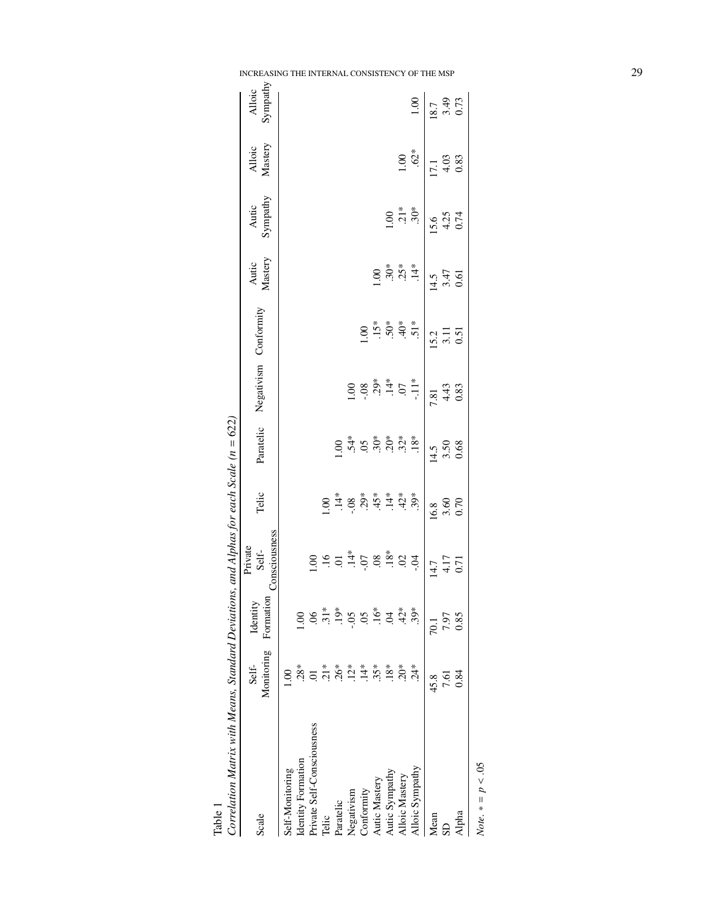Table 1

*Correlation Matrix with Means, Standard Deviations, and Alphas for each Scale (n = 622)*

| Scale | Self-Monitoring | Identity Formation | Private Self-Consciousness | Telic | Paratelic | Negativism | Conformity | Autic Mastery | Autic Sympathy | Alloic Mastery | Alloic Sympathy |
|---|---|---|---|---|---|---|---|---|---|---|---|
| Self-Monitoring | 1.00 | | | | | | | | | | |
| Identity Formation | .28* | 1.00 | | | | | | | | | |
| Private Self-Consciousness | .01 | .06 | 1.00 | | | | | | | | |
| Telic | .21* | .31* | .16 | 1.00 | | | | | | | |
| Paratelic | .26* | .19* | .01 | .14* | 1.00 | | | | | | |
| Negativism | .12* | -.05 | .14* | -.08 | .54* | 1.00 | | | | | |
| Conformity | .14* | .05 | -.07 | .29* | .05 | -.08 | 1.00 | | | | |
| Autic Mastery | .35* | .16* | .08 | .45* | .30* | .29* | .15* | 1.00 | | | |
| Autic Sympathy | .18* | .04 | .18* | .14* | .20* | .14* | .50* | .30* | 1.00 | | |
| Alloic Mastery | .20* | .42* | .02 | .42* | .32* | .07 | .40* | .25* | .21* | 1.00 | |
| Alloic Sympathy | .24* | .39* | -.04 | .39* | .18* | -.11* | .51* | .14* | .30* | .62* | 1.00 |
| Mean | 45.8 | 70.1 | 14.7 | 16.8 | 14.5 | 7.81 | 15.2 | 14.5 | 15.6 | 17.1 | 18.7 |
| SD | 7.61 | 7.97 | 4.17 | 3.60 | 3.50 | 4.43 | 3.11 | 3.47 | 4.25 | 4.03 | 3.49 |
| Alpha | 0.84 | 0.85 | 0.71 | 0.70 | 0.68 | 0.83 | 0.51 | 0.61 | 0.74 | 0.83 | 0.73 |

*Note.* * = $p < .05$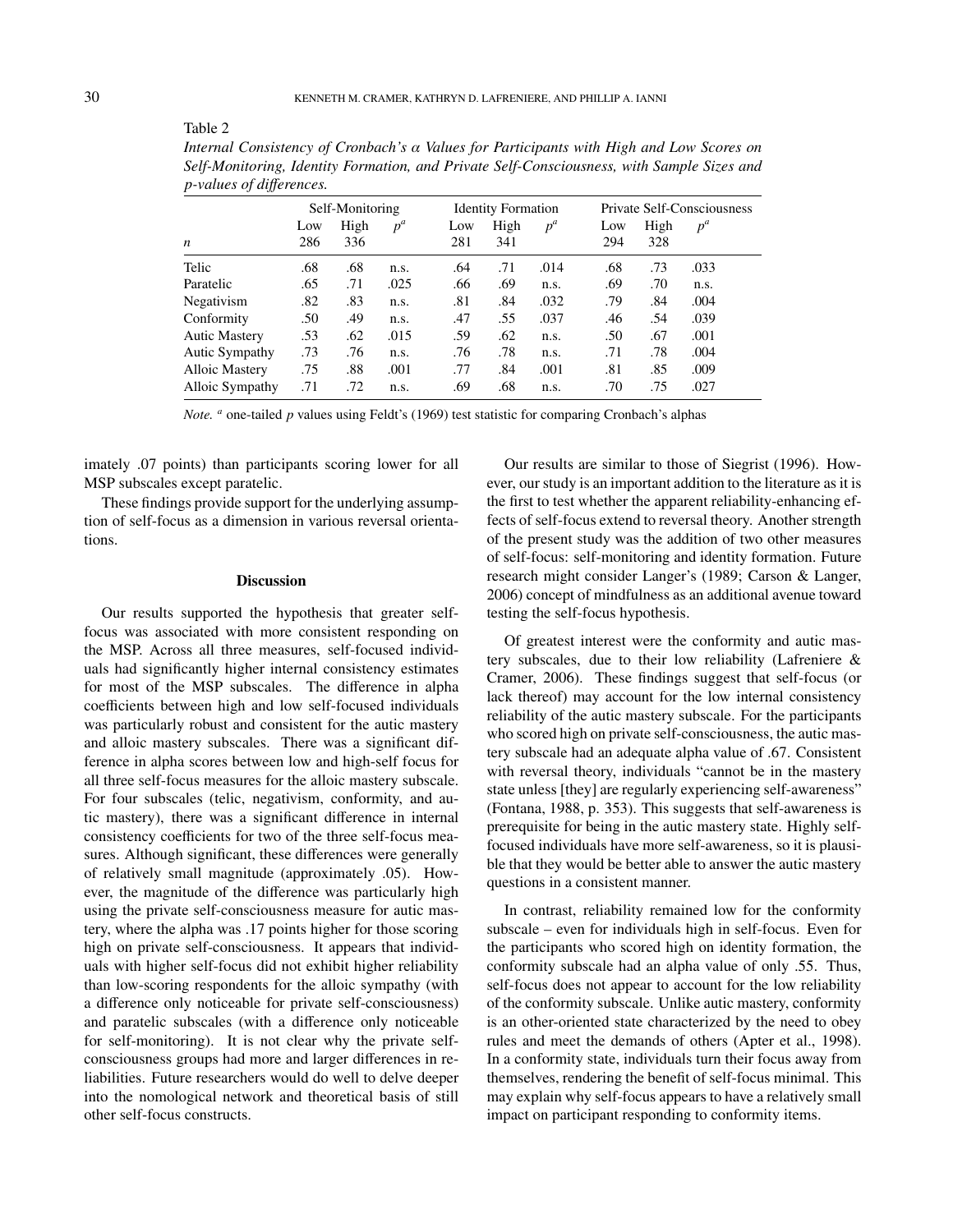Table 2

*Internal Consistency of Cronbach's α Values for Participants with High and Low Scores on Self-Monitoring, Identity Formation, and Private Self-Consciousness, with Sample Sizes and p-values of differences.*

| | Self-Monitoring | | | Identity Formation | | | Private Self-Consciousness | | |
|---|---|---|---|---|---|---|---|---|---|
| | Low | High | $p^a$ | Low | High | $p^a$ | Low | High | $p^a$ |
| *n* | 286 | 336 | | 281 | 341 | | 294 | 328 | |
| Telic | .68 | .68 | n.s. | .64 | .71 | .014 | .68 | .73 | .033 |
| Paratelic | .65 | .71 | .025 | .66 | .69 | n.s. | .69 | .70 | n.s. |
| Negativism | .82 | .83 | n.s. | .81 | .84 | .032 | .79 | .84 | .004 |
| Conformity | .50 | .49 | n.s. | .47 | .55 | .037 | .46 | .54 | .039 |
| Autic Mastery | .53 | .62 | .015 | .59 | .62 | n.s. | .50 | .67 | .001 |
| Autic Sympathy | .73 | .76 | n.s. | .76 | .78 | n.s. | .71 | .78 | .004 |
| Alloic Mastery | .75 | .88 | .001 | .77 | .84 | .001 | .81 | .85 | .009 |
| Alloic Sympathy | .71 | .72 | n.s. | .69 | .68 | n.s. | .70 | .75 | .027 |

*Note.* [a] one-tailed *p* values using Feldt's (1969) test statistic for comparing Cronbach's alphas

imately .07 points) than participants scoring lower for all MSP subscales except paratelic.

These findings provide support for the underlying assumption of self-focus as a dimension in various reversal orientations.

## Discussion

Our results supported the hypothesis that greater self-focus was associated with more consistent responding on the MSP. Across all three measures, self-focused individuals had significantly higher internal consistency estimates for most of the MSP subscales. The difference in alpha coefficients between high and low self-focused individuals was particularly robust and consistent for the autic mastery and alloic mastery subscales. There was a significant difference in alpha scores between low and high-self focus for all three self-focus measures for the alloic mastery subscale. For four subscales (telic, negativism, conformity, and autic mastery), there was a significant difference in internal consistency coefficients for two of the three self-focus measures. Although significant, these differences were generally of relatively small magnitude (approximately .05). However, the magnitude of the difference was particularly high using the private self-consciousness measure for autic mastery, where the alpha was .17 points higher for those scoring high on private self-consciousness. It appears that individuals with higher self-focus did not exhibit higher reliability than low-scoring respondents for the alloic sympathy (with a difference only noticeable for private self-consciousness) and paratelic subscales (with a difference only noticeable for self-monitoring). It is not clear why the private self-consciousness groups had more and larger differences in reliabilities. Future researchers would do well to delve deeper into the nomological network and theoretical basis of still other self-focus constructs.

Our results are similar to those of Siegrist (1996). However, our study is an important addition to the literature as it is the first to test whether the apparent reliability-enhancing effects of self-focus extend to reversal theory. Another strength of the present study was the addition of two other measures of self-focus: self-monitoring and identity formation. Future research might consider Langer's (1989; Carson & Langer, 2006) concept of mindfulness as an additional avenue toward testing the self-focus hypothesis.

Of greatest interest were the conformity and autic mastery subscales, due to their low reliability (Lafreniere & Cramer, 2006). These findings suggest that self-focus (or lack thereof) may account for the low internal consistency reliability of the autic mastery subscale. For the participants who scored high on private self-consciousness, the autic mastery subscale had an adequate alpha value of .67. Consistent with reversal theory, individuals "cannot be in the mastery state unless [they] are regularly experiencing self-awareness" (Fontana, 1988, p. 353). This suggests that self-awareness is prerequisite for being in the autic mastery state. Highly self-focused individuals have more self-awareness, so it is plausible that they would be better able to answer the autic mastery questions in a consistent manner.

In contrast, reliability remained low for the conformity subscale – even for individuals high in self-focus. Even for the participants who scored high on identity formation, the conformity subscale had an alpha value of only .55. Thus, self-focus does not appear to account for the low reliability of the conformity subscale. Unlike autic mastery, conformity is an other-oriented state characterized by the need to obey rules and meet the demands of others (Apter et al., 1998). In a conformity state, individuals turn their focus away from themselves, rendering the benefit of self-focus minimal. This may explain why self-focus appears to have a relatively small impact on participant responding to conformity items.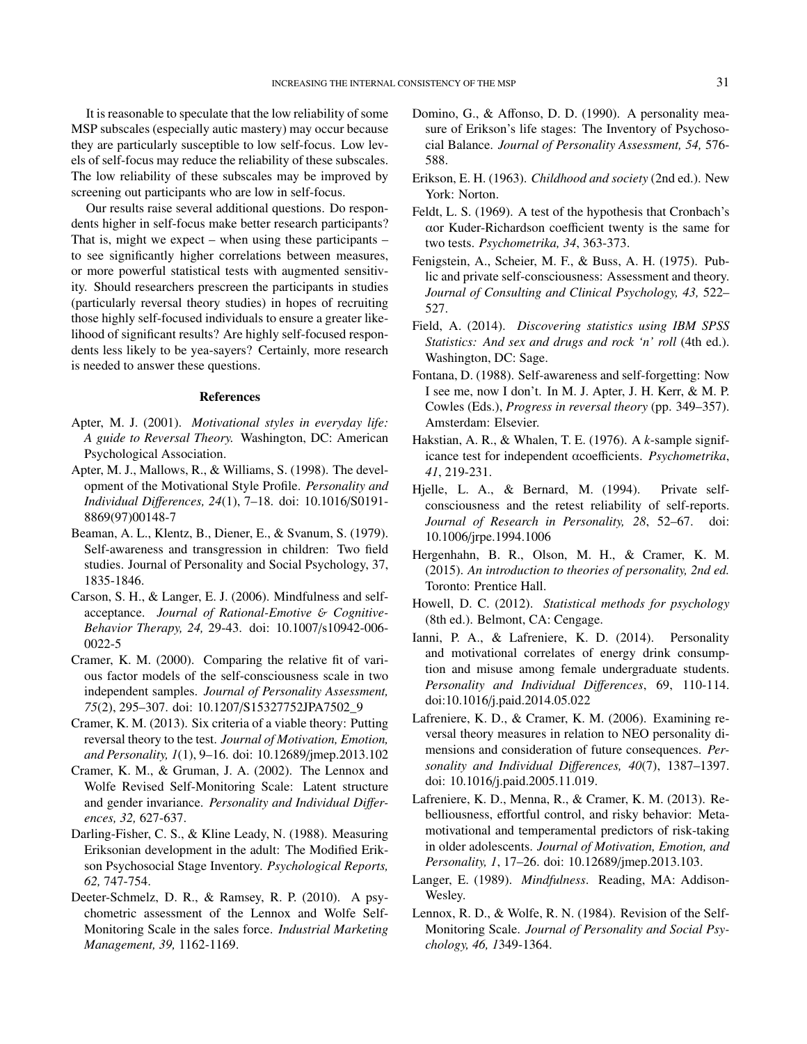It is reasonable to speculate that the low reliability of some MSP subscales (especially autic mastery) may occur because they are particularly susceptible to low self-focus. Low levels of self-focus may reduce the reliability of these subscales. The low reliability of these subscales may be improved by screening out participants who are low in self-focus.

Our results raise several additional questions. Do respondents higher in self-focus make better research participants? That is, might we expect – when using these participants – to see significantly higher correlations between measures, or more powerful statistical tests with augmented sensitivity. Should researchers prescreen the participants in studies (particularly reversal theory studies) in hopes of recruiting those highly self-focused individuals to ensure a greater likelihood of significant results? Are highly self-focused respondents less likely to be yea-sayers? Certainly, more research is needed to answer these questions.

## References

Apter, M. J. (2001). *Motivational styles in everyday life: A guide to Reversal Theory.* Washington, DC: American Psychological Association.

Apter, M. J., Mallows, R., & Williams, S. (1998). The development of the Motivational Style Profile. *Personality and Individual Differences, 24*(1), 7–18. doi: 10.1016/S0191-8869(97)00148-7

Beaman, A. L., Klentz, B., Diener, E., & Svanum, S. (1979). Self-awareness and transgression in children: Two field studies. Journal of Personality and Social Psychology, 37, 1835-1846.

Carson, S. H., & Langer, E. J. (2006). Mindfulness and self-acceptance. *Journal of Rational-Emotive & Cognitive-Behavior Therapy, 24,* 29-43. doi: 10.1007/s10942-006-0022-5

Cramer, K. M. (2000). Comparing the relative fit of various factor models of the self-consciousness scale in two independent samples. *Journal of Personality Assessment, 75*(2), 295–307. doi: 10.1207/S15327752JPA7502_9

Cramer, K. M. (2013). Six criteria of a viable theory: Putting reversal theory to the test. *Journal of Motivation, Emotion, and Personality, 1*(1), 9–16. doi: 10.12689/jmep.2013.102

Cramer, K. M., & Gruman, J. A. (2002). The Lennox and Wolfe Revised Self-Monitoring Scale: Latent structure and gender invariance. *Personality and Individual Differences, 32,* 627-637.

Darling-Fisher, C. S., & Kline Leady, N. (1988). Measuring Eriksonian development in the adult: The Modified Erikson Psychosocial Stage Inventory. *Psychological Reports, 62,* 747-754.

Deeter-Schmelz, D. R., & Ramsey, R. P. (2010). A psychometric assessment of the Lennox and Wolfe Self-Monitoring Scale in the sales force. *Industrial Marketing Management, 39,* 1162-1169.

Domino, G., & Affonso, D. D. (1990). A personality measure of Erikson's life stages: The Inventory of Psychosocial Balance. *Journal of Personality Assessment, 54,* 576-588.

Erikson, E. H. (1963). *Childhood and society* (2nd ed.). New York: Norton.

Feldt, L. S. (1969). A test of the hypothesis that Cronbach's αor Kuder-Richardson coefficient twenty is the same for two tests. *Psychometrika, 34*, 363-373.

Fenigstein, A., Scheier, M. F., & Buss, A. H. (1975). Public and private self-consciousness: Assessment and theory. *Journal of Consulting and Clinical Psychology, 43,* 522–527.

Field, A. (2014). *Discovering statistics using IBM SPSS Statistics: And sex and drugs and rock 'n' roll* (4th ed.). Washington, DC: Sage.

Fontana, D. (1988). Self-awareness and self-forgetting: Now I see me, now I don't. In M. J. Apter, J. H. Kerr, & M. P. Cowles (Eds.), *Progress in reversal theory* (pp. 349–357). Amsterdam: Elsevier.

Hakstian, A. R., & Whalen, T. E. (1976). A *k*-sample significance test for independent αcoefficients. *Psychometrika*, *41*, 219-231.

Hjelle, L. A., & Bernard, M. (1994). Private self-consciousness and the retest reliability of self-reports. *Journal of Research in Personality, 28*, 52–67. doi: 10.1006/jrpe.1994.1006

Hergenhahn, B. R., Olson, M. H., & Cramer, K. M. (2015). *An introduction to theories of personality, 2nd ed.* Toronto: Prentice Hall.

Howell, D. C. (2012). *Statistical methods for psychology* (8th ed.). Belmont, CA: Cengage.

Ianni, P. A., & Lafreniere, K. D. (2014). Personality and motivational correlates of energy drink consumption and misuse among female undergraduate students. *Personality and Individual Differences*, 69, 110-114. doi:10.1016/j.paid.2014.05.022

Lafreniere, K. D., & Cramer, K. M. (2006). Examining reversal theory measures in relation to NEO personality dimensions and consideration of future consequences. *Personality and Individual Differences, 40*(7), 1387–1397. doi: 10.1016/j.paid.2005.11.019.

Lafreniere, K. D., Menna, R., & Cramer, K. M. (2013). Rebelliousness, effortful control, and risky behavior: Metamotivational and temperamental predictors of risk-taking in older adolescents. *Journal of Motivation, Emotion, and Personality, 1*, 17–26. doi: 10.12689/jmep.2013.103.

Langer, E. (1989). *Mindfulness*. Reading, MA: Addison-Wesley.

Lennox, R. D., & Wolfe, R. N. (1984). Revision of the Self-Monitoring Scale. *Journal of Personality and Social Psychology, 46, 1*349-1364.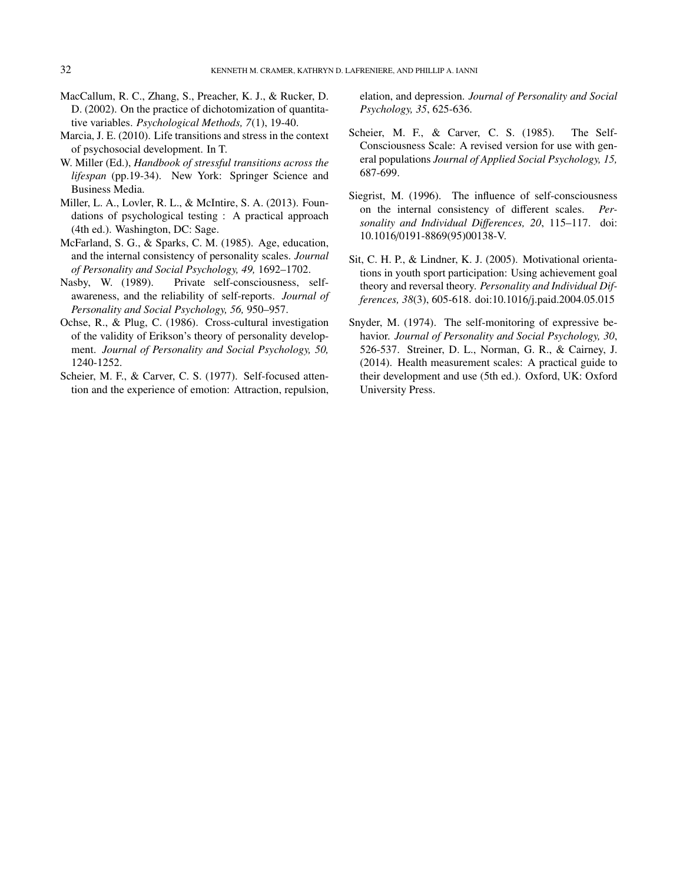MacCallum, R. C., Zhang, S., Preacher, K. J., & Rucker, D. D. (2002). On the practice of dichotomization of quantitative variables. *Psychological Methods, 7*(1), 19-40.

Marcia, J. E. (2010). Life transitions and stress in the context of psychosocial development. In T.

W. Miller (Ed.), *Handbook of stressful transitions across the lifespan* (pp.19-34). New York: Springer Science and Business Media.

Miller, L. A., Lovler, R. L., & McIntire, S. A. (2013). Foundations of psychological testing : A practical approach (4th ed.). Washington, DC: Sage.

McFarland, S. G., & Sparks, C. M. (1985). Age, education, and the internal consistency of personality scales. *Journal of Personality and Social Psychology, 49,* 1692–1702.

Nasby, W. (1989). Private self-consciousness, self-awareness, and the reliability of self-reports. *Journal of Personality and Social Psychology, 56,* 950–957.

Ochse, R., & Plug, C. (1986). Cross-cultural investigation of the validity of Erikson's theory of personality development. *Journal of Personality and Social Psychology, 50,* 1240-1252.

Scheier, M. F., & Carver, C. S. (1977). Self-focused attention and the experience of emotion: Attraction, repulsion, elation, and depression. *Journal of Personality and Social Psychology, 35*, 625-636.

Scheier, M. F., & Carver, C. S. (1985). The Self-Consciousness Scale: A revised version for use with general populations *Journal of Applied Social Psychology, 15,* 687-699.

Siegrist, M. (1996). The influence of self-consciousness on the internal consistency of different scales. *Personality and Individual Differences, 20*, 115–117. doi: 10.1016/0191-8869(95)00138-V.

Sit, C. H. P., & Lindner, K. J. (2005). Motivational orientations in youth sport participation: Using achievement goal theory and reversal theory. *Personality and Individual Differences, 38*(3), 605-618. doi:10.1016/j.paid.2004.05.015

Snyder, M. (1974). The self-monitoring of expressive behavior. *Journal of Personality and Social Psychology, 30*, 526-537. Streiner, D. L., Norman, G. R., & Cairney, J. (2014). Health measurement scales: A practical guide to their development and use (5th ed.). Oxford, UK: Oxford University Press.